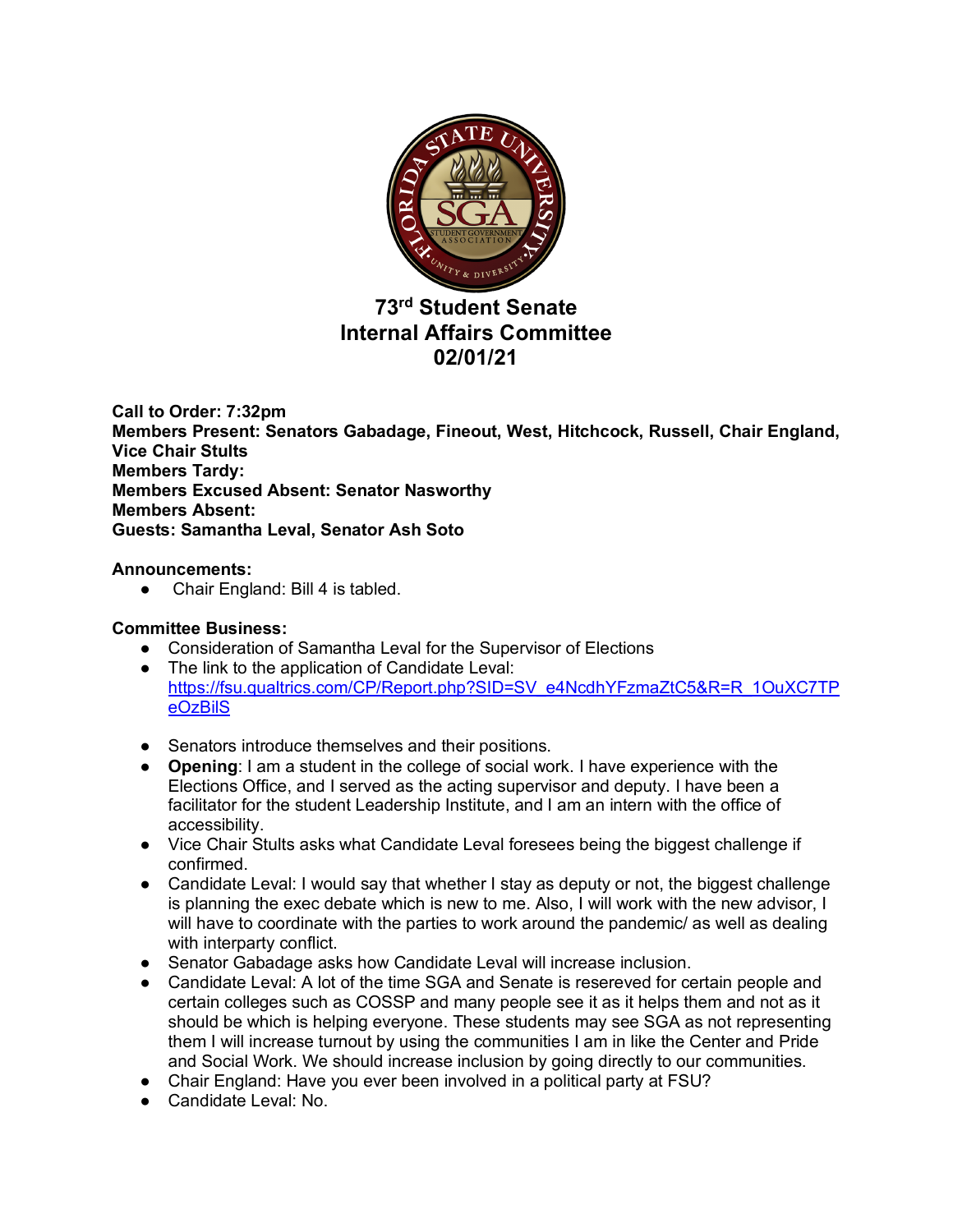# 73rd Student Senate
# Internal Affairs Committee
# 02/01/21

**Call to Order: 7:32pm**
**Members Present: Senators Gabadage, Fineout, West, Hitchcock, Russell, Chair England, Vice Chair Stults**
**Members Tardy:**
**Members Excused Absent: Senator Nasworthy**
**Members Absent:**
**Guests: Samantha Leval, Senator Ash Soto**

**Announcements:**

- Chair England: Bill 4 is tabled.

**Committee Business:**

- Consideration of Samantha Leval for the Supervisor of Elections
- The link to the application of Candidate Leval: https://fsu.qualtrics.com/CP/Report.php?SID=SV_e4NcdhYFzmaZtC5&R=R_1OuXC7TPeOzBilS
- Senators introduce themselves and their positions.
- **Opening**: I am a student in the college of social work. I have experience with the Elections Office, and I served as the acting supervisor and deputy. I have been a facilitator for the student Leadership Institute, and I am an intern with the office of accessibility.
- Vice Chair Stults asks what Candidate Leval foresees being the biggest challenge if confirmed.
- Candidate Leval: I would say that whether I stay as deputy or not, the biggest challenge is planning the exec debate which is new to me. Also, I will work with the new advisor, I will have to coordinate with the parties to work around the pandemic/ as well as dealing with interparty conflict.
- Senator Gabadage asks how Candidate Leval will increase inclusion.
- Candidate Leval: A lot of the time SGA and Senate is resereved for certain people and certain colleges such as COSSP and many people see it as it helps them and not as it should be which is helping everyone. These students may see SGA as not representing them I will increase turnout by using the communities I am in like the Center and Pride and Social Work. We should increase inclusion by going directly to our communities.
- Chair England: Have you ever been involved in a political party at FSU?
- Candidate Leval: No.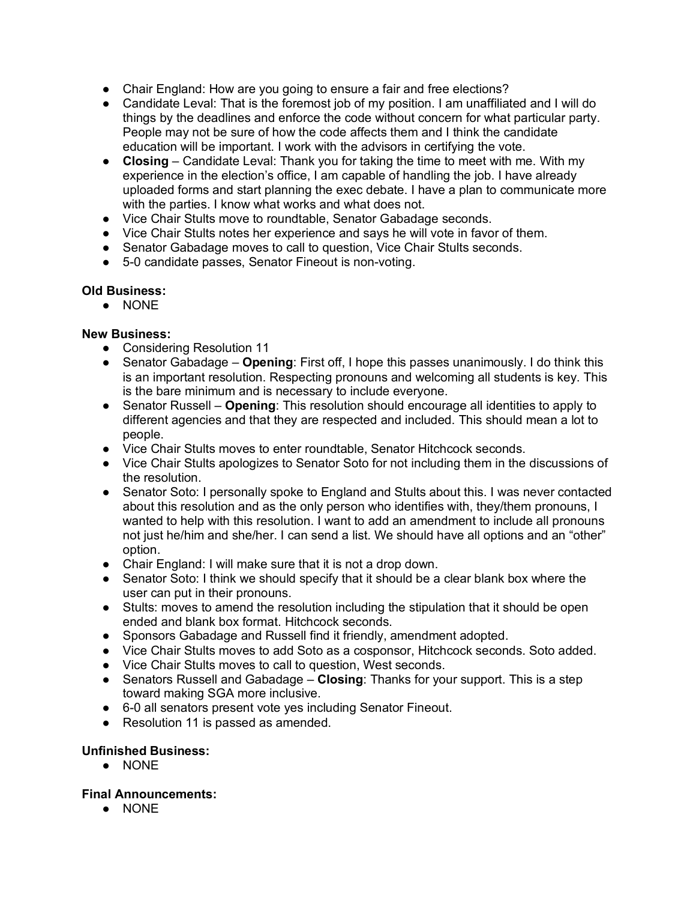- Chair England: How are you going to ensure a fair and free elections?
- Candidate Leval: That is the foremost job of my position. I am unaffiliated and I will do things by the deadlines and enforce the code without concern for what particular party. People may not be sure of how the code affects them and I think the candidate education will be important. I work with the advisors in certifying the vote.
- **Closing** – Candidate Leval: Thank you for taking the time to meet with me. With my experience in the election's office, I am capable of handling the job. I have already uploaded forms and start planning the exec debate. I have a plan to communicate more with the parties. I know what works and what does not.
- Vice Chair Stults move to roundtable, Senator Gabadage seconds.
- Vice Chair Stults notes her experience and says he will vote in favor of them.
- Senator Gabadage moves to call to question, Vice Chair Stults seconds.
- 5-0 candidate passes, Senator Fineout is non-voting.

**Old Business:**

- NONE

**New Business:**

- Considering Resolution 11
- Senator Gabadage – **Opening**: First off, I hope this passes unanimously. I do think this is an important resolution. Respecting pronouns and welcoming all students is key. This is the bare minimum and is necessary to include everyone.
- Senator Russell – **Opening**: This resolution should encourage all identities to apply to different agencies and that they are respected and included. This should mean a lot to people.
- Vice Chair Stults moves to enter roundtable, Senator Hitchcock seconds.
- Vice Chair Stults apologizes to Senator Soto for not including them in the discussions of the resolution.
- Senator Soto: I personally spoke to England and Stults about this. I was never contacted about this resolution and as the only person who identifies with, they/them pronouns, I wanted to help with this resolution. I want to add an amendment to include all pronouns not just he/him and she/her. I can send a list. We should have all options and an "other" option.
- Chair England: I will make sure that it is not a drop down.
- Senator Soto: I think we should specify that it should be a clear blank box where the user can put in their pronouns.
- Stults: moves to amend the resolution including the stipulation that it should be open ended and blank box format. Hitchcock seconds.
- Sponsors Gabadage and Russell find it friendly, amendment adopted.
- Vice Chair Stults moves to add Soto as a cosponsor, Hitchcock seconds. Soto added.
- Vice Chair Stults moves to call to question, West seconds.
- Senators Russell and Gabadage – **Closing**: Thanks for your support. This is a step toward making SGA more inclusive.
- 6-0 all senators present vote yes including Senator Fineout.
- Resolution 11 is passed as amended.

**Unfinished Business:**

- NONE

**Final Announcements:**

- NONE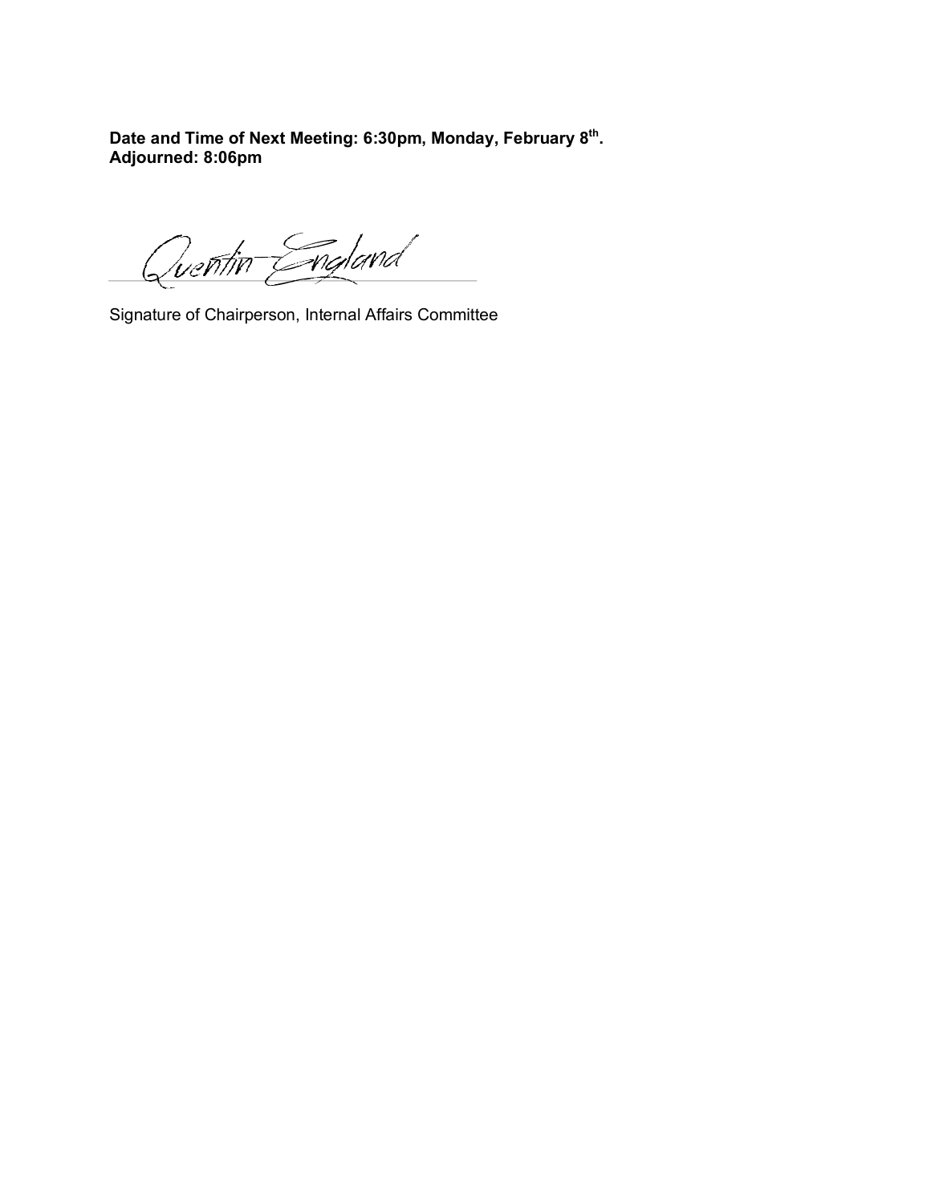**Date and Time of Next Meeting: 6:30pm, Monday, February 8th.**
**Adjourned: 8:06pm**

Quentin England

Signature of Chairperson, Internal Affairs Committee